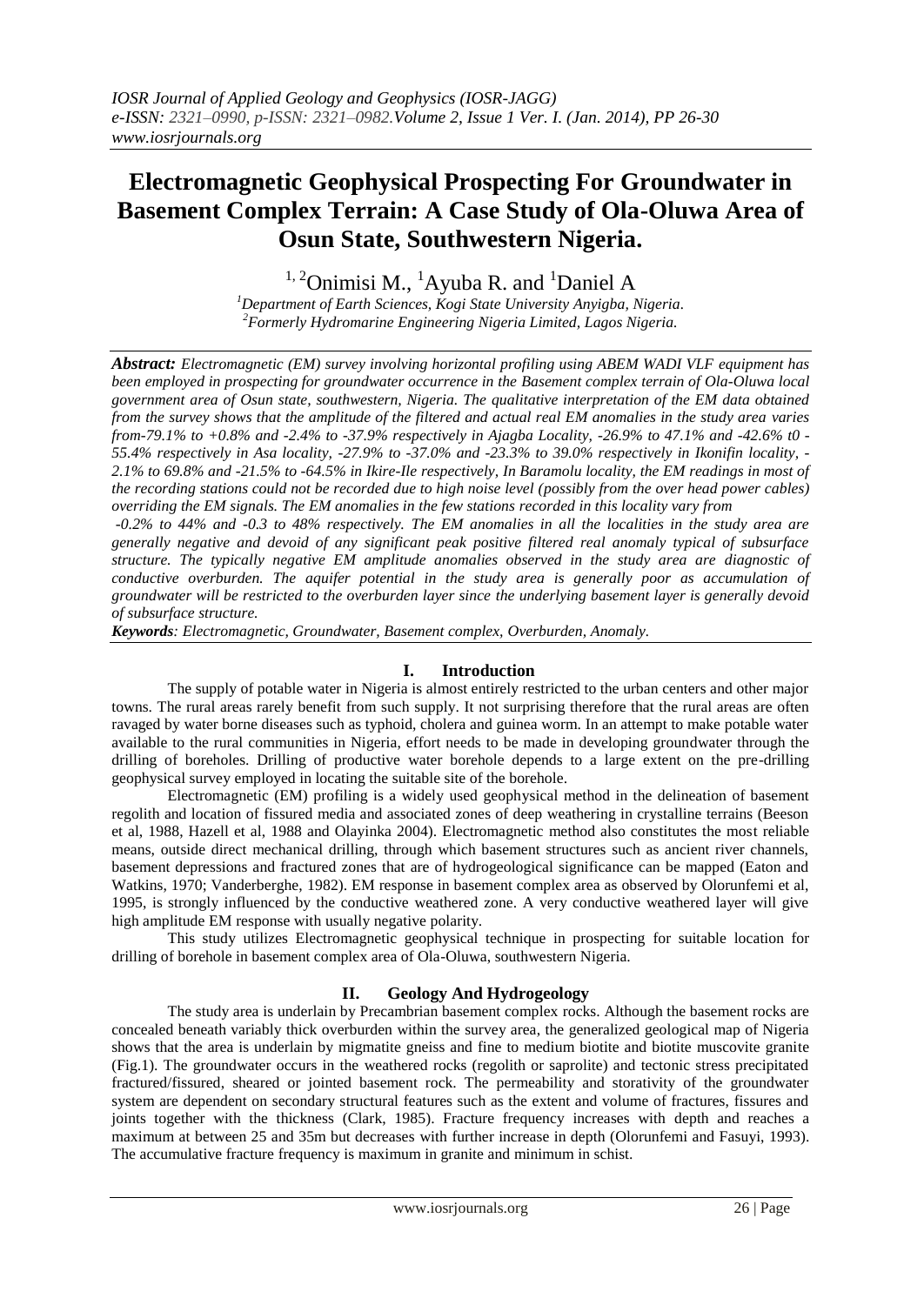# Electromagnetic Geophysical Prospecting For Groundwater in Basement Complex Terrain: A Case Study of Ola-Oluwa Area of Osun State, Southwestern Nigeria.

[1,2]Onimisi M., [1]Ayuba R. and [1]Daniel A

[1]Department of Earth Sciences, Kogi State University Anyigba, Nigeria.
[2]Formerly Hydromarine Engineering Nigeria Limited, Lagos Nigeria.

***Abstract:*** *Electromagnetic (EM) survey involving horizontal profiling using ABEM WADI VLF equipment has been employed in prospecting for groundwater occurrence in the Basement complex terrain of Ola-Oluwa local government area of Osun state, southwestern, Nigeria. The qualitative interpretation of the EM data obtained from the survey shows that the amplitude of the filtered and actual real EM anomalies in the study area varies from-79.1% to +0.8% and -2.4% to -37.9% respectively in Ajagba Locality, -26.9% to 47.1% and -42.6% t0 -55.4% respectively in Asa locality, -27.9% to -37.0% and -23.3% to 39.0% respectively in Ikonifin locality, -2.1% to 69.8% and -21.5% to -64.5% in Ikire-Ile respectively, In Baramolu locality, the EM readings in most of the recording stations could not be recorded due to high noise level (possibly from the over head power cables) overriding the EM signals. The EM anomalies in the few stations recorded in this locality vary from -0.2% to 44% and -0.3 to 48% respectively. The EM anomalies in all the localities in the study area are generally negative and devoid of any significant peak positive filtered real anomaly typical of subsurface structure. The typically negative EM amplitude anomalies observed in the study area are diagnostic of conductive overburden. The aquifer potential in the study area is generally poor as accumulation of groundwater will be restricted to the overburden layer since the underlying basement layer is generally devoid of subsurface structure.*

***Keywords****: Electromagnetic, Groundwater, Basement complex, Overburden, Anomaly.*

## I. Introduction

The supply of potable water in Nigeria is almost entirely restricted to the urban centers and other major towns. The rural areas rarely benefit from such supply. It not surprising therefore that the rural areas are often ravaged by water borne diseases such as typhoid, cholera and guinea worm. In an attempt to make potable water available to the rural communities in Nigeria, effort needs to be made in developing groundwater through the drilling of boreholes. Drilling of productive water borehole depends to a large extent on the pre-drilling geophysical survey employed in locating the suitable site of the borehole.

Electromagnetic (EM) profiling is a widely used geophysical method in the delineation of basement regolith and location of fissured media and associated zones of deep weathering in crystalline terrains (Beeson et al, 1988, Hazell et al, 1988 and Olayinka 2004). Electromagnetic method also constitutes the most reliable means, outside direct mechanical drilling, through which basement structures such as ancient river channels, basement depressions and fractured zones that are of hydrogeological significance can be mapped (Eaton and Watkins, 1970; Vanderberghe, 1982). EM response in basement complex area as observed by Olorunfemi et al, 1995, is strongly influenced by the conductive weathered zone. A very conductive weathered layer will give high amplitude EM response with usually negative polarity.

This study utilizes Electromagnetic geophysical technique in prospecting for suitable location for drilling of borehole in basement complex area of Ola-Oluwa, southwestern Nigeria.

## II. Geology And Hydrogeology

The study area is underlain by Precambrian basement complex rocks. Although the basement rocks are concealed beneath variably thick overburden within the survey area, the generalized geological map of Nigeria shows that the area is underlain by migmatite gneiss and fine to medium biotite and biotite muscovite granite (Fig.1). The groundwater occurs in the weathered rocks (regolith or saprolite) and tectonic stress precipitated fractured/fissured, sheared or jointed basement rock. The permeability and storativity of the groundwater system are dependent on secondary structural features such as the extent and volume of fractures, fissures and joints together with the thickness (Clark, 1985). Fracture frequency increases with depth and reaches a maximum at between 25 and 35m but decreases with further increase in depth (Olorunfemi and Fasuyi, 1993). The accumulative fracture frequency is maximum in granite and minimum in schist.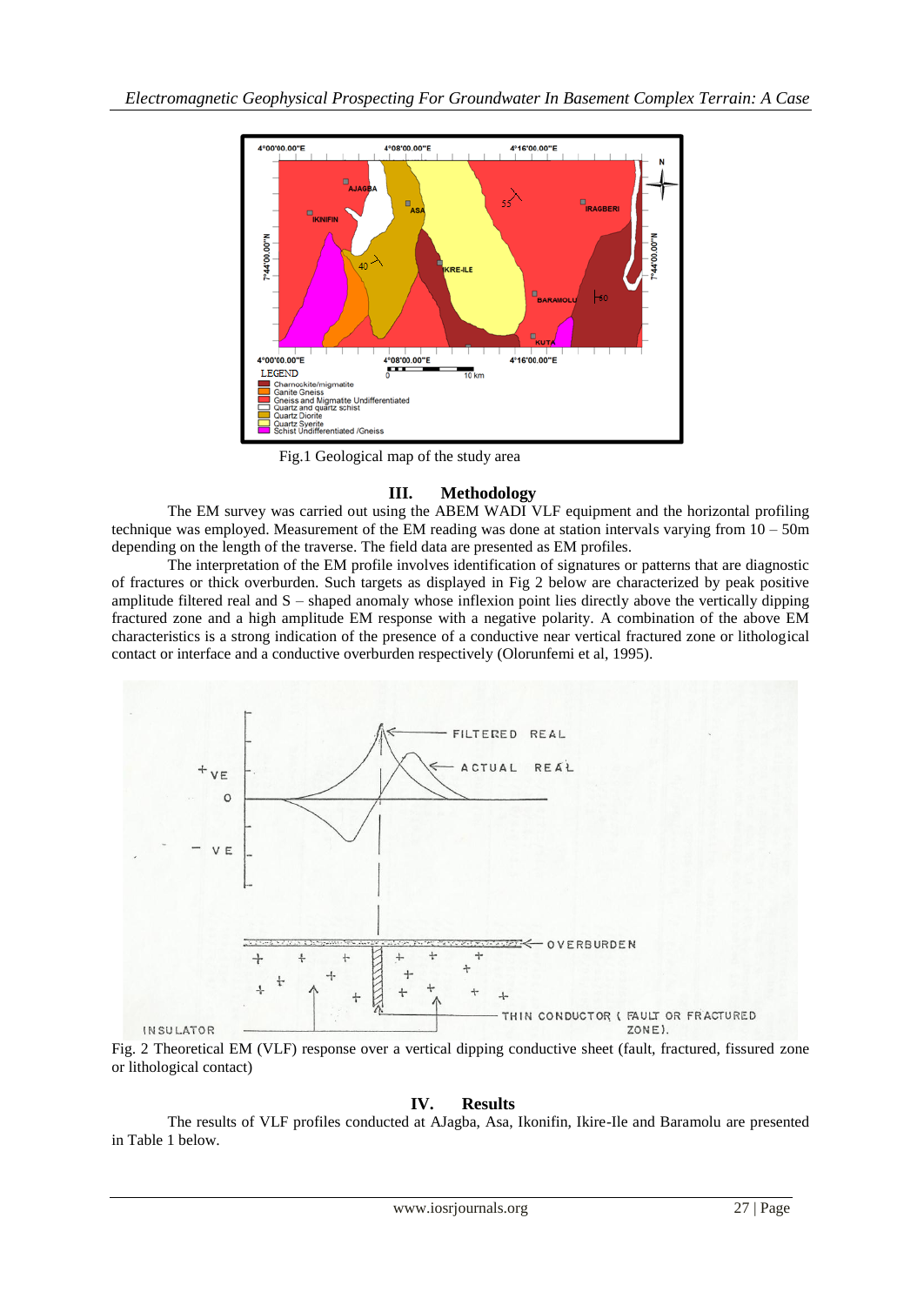Fig.1 Geological map of the study area

## III. Methodology

The EM survey was carried out using the ABEM WADI VLF equipment and the horizontal profiling technique was employed. Measurement of the EM reading was done at station intervals varying from 10 – 50m depending on the length of the traverse. The field data are presented as EM profiles.

The interpretation of the EM profile involves identification of signatures or patterns that are diagnostic of fractures or thick overburden. Such targets as displayed in Fig 2 below are characterized by peak positive amplitude filtered real and S – shaped anomaly whose inflexion point lies directly above the vertically dipping fractured zone and a high amplitude EM response with a negative polarity. A combination of the above EM characteristics is a strong indication of the presence of a conductive near vertical fractured zone or lithological contact or interface and a conductive overburden respectively (Olorunfemi et al, 1995).

Fig. 2 Theoretical EM (VLF) response over a vertical dipping conductive sheet (fault, fractured, fissured zone or lithological contact)

## IV. Results

The results of VLF profiles conducted at AJagba, Asa, Ikonifin, Ikire-Ile and Baramolu are presented in Table 1 below.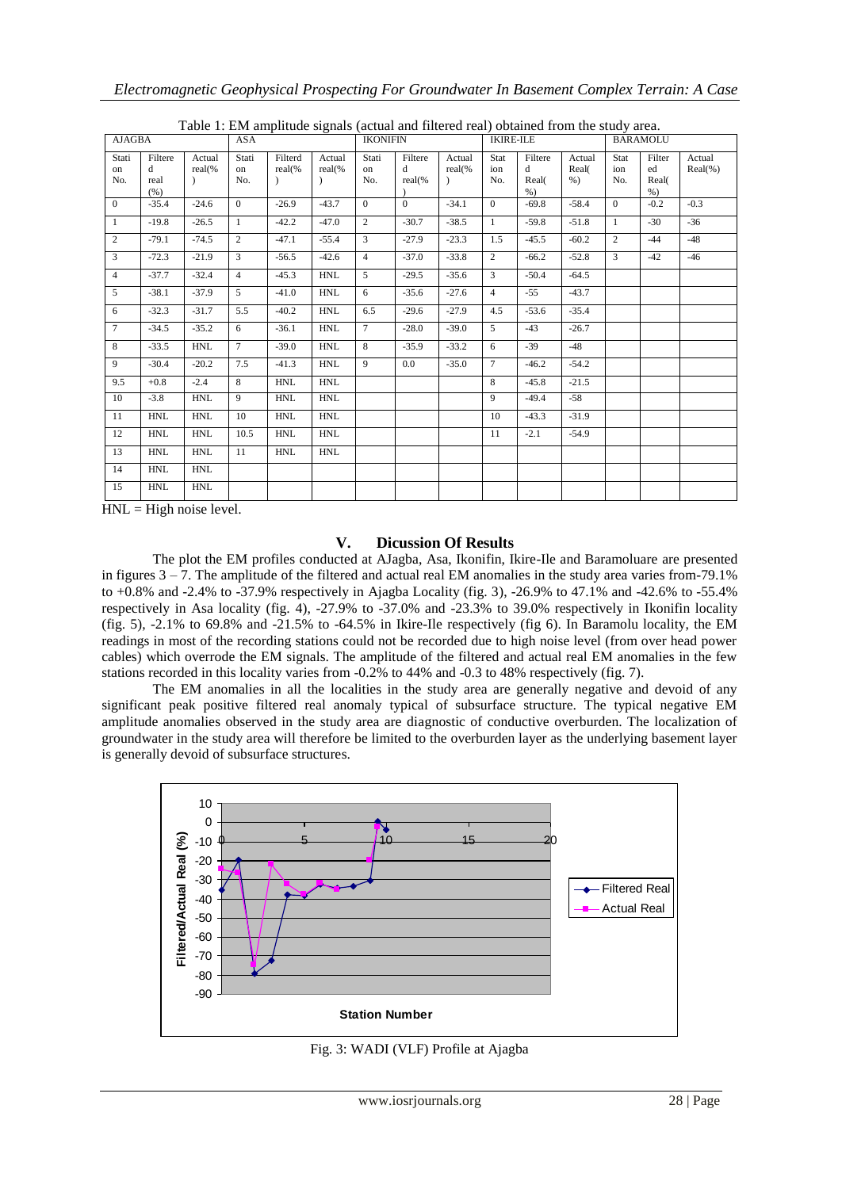Table 1: EM amplitude signals (actual and filtered real) obtained from the study area.

| AJAGBA | | | ASA | | | IKONIFIN | | | IKIRE-ILE | | | BARAMOLU | | |
|---|---|---|---|---|---|---|---|---|---|---|---|---|---|---|
| Station No. | Filtered real (%) | Actual real(%) | Station No. | Filterd real(%) | Actual real(%) | Station No. | Filtered real(%) | Actual real(%) | Station No. | Filtered Real(%) | Actual Real(%) | Station No. | Filtered Real(%) | Actual Real(%) |
| 0 | -35.4 | -24.6 | 0 | -26.9 | -43.7 | 0 | 0 | -34.1 | 0 | -69.8 | -58.4 | 0 | -0.2 | -0.3 |
| 1 | -19.8 | -26.5 | 1 | -42.2 | -47.0 | 2 | -30.7 | -38.5 | 1 | -59.8 | -51.8 | 1 | -30 | -36 |
| 2 | -79.1 | -74.5 | 2 | -47.1 | -55.4 | 3 | -27.9 | -23.3 | 1.5 | -45.5 | -60.2 | 2 | -44 | -48 |
| 3 | -72.3 | -21.9 | 3 | -56.5 | -42.6 | 4 | -37.0 | -33.8 | 2 | -66.2 | -52.8 | 3 | -42 | -46 |
| 4 | -37.7 | -32.4 | 4 | -45.3 | HNL | 5 | -29.5 | -35.6 | 3 | -50.4 | -64.5 | | | |
| 5 | -38.1 | -37.9 | 5 | -41.0 | HNL | 6 | -35.6 | -27.6 | 4 | -55 | -43.7 | | | |
| 6 | -32.3 | -31.7 | 5.5 | -40.2 | HNL | 6.5 | -29.6 | -27.9 | 4.5 | -53.6 | -35.4 | | | |
| 7 | -34.5 | -35.2 | 6 | -36.1 | HNL | 7 | -28.0 | -39.0 | 5 | -43 | -26.7 | | | |
| 8 | -33.5 | HNL | 7 | -39.0 | HNL | 8 | -35.9 | -33.2 | 6 | -39 | -48 | | | |
| 9 | -30.4 | -20.2 | 7.5 | -41.3 | HNL | 9 | 0.0 | -35.0 | 7 | -46.2 | -54.2 | | | |
| 9.5 | +0.8 | -2.4 | 8 | HNL | HNL | | | | 8 | -45.8 | -21.5 | | | |
| 10 | -3.8 | HNL | 9 | HNL | HNL | | | | 9 | -49.4 | -58 | | | |
| 11 | HNL | HNL | 10 | HNL | HNL | | | | 10 | -43.3 | -31.9 | | | |
| 12 | HNL | HNL | 10.5 | HNL | HNL | | | | 11 | -2.1 | -54.9 | | | |
| 13 | HNL | HNL | 11 | HNL | HNL | | | | | | | | | |
| 14 | HNL | HNL | | | | | | | | | | | | |
| 15 | HNL | HNL | | | | | | | | | | | | |

HNL = High noise level.

## V. Dicussion Of Results

The plot the EM profiles conducted at AJagba, Asa, Ikonifin, Ikire-Ile and Baramoluare are presented in figures 3 – 7. The amplitude of the filtered and actual real EM anomalies in the study area varies from-79.1% to +0.8% and -2.4% to -37.9% respectively in Ajagba Locality (fig. 3), -26.9% to 47.1% and -42.6% to -55.4% respectively in Asa locality (fig. 4), -27.9% to -37.0% and -23.3% to 39.0% respectively in Ikonifin locality (fig. 5), -2.1% to 69.8% and -21.5% to -64.5% in Ikire-Ile respectively (fig 6). In Baramolu locality, the EM readings in most of the recording stations could not be recorded due to high noise level (from over head power cables) which overrode the EM signals. The amplitude of the filtered and actual real EM anomalies in the few stations recorded in this locality varies from -0.2% to 44% and -0.3 to 48% respectively (fig. 7).

The EM anomalies in all the localities in the study area are generally negative and devoid of any significant peak positive filtered real anomaly typical of subsurface structure. The typical negative EM amplitude anomalies observed in the study area are diagnostic of conductive overburden. The localization of groundwater in the study area will therefore be limited to the overburden layer as the underlying basement layer is generally devoid of subsurface structures.

Fig. 3: WADI (VLF) Profile at Ajagba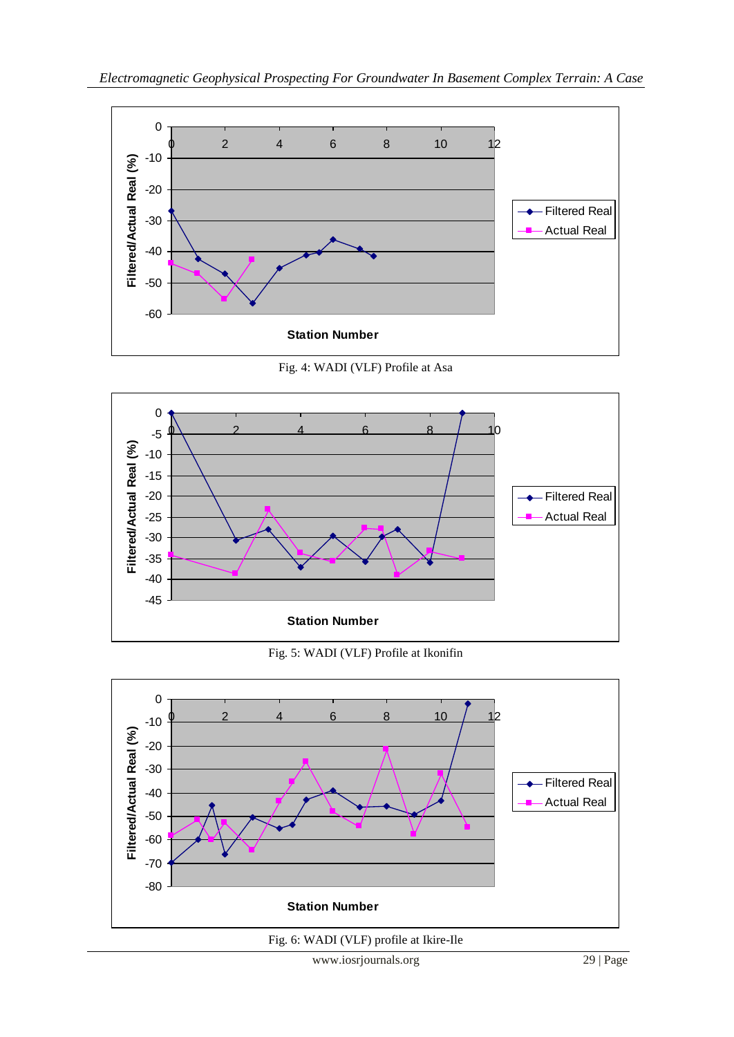Fig. 4: WADI (VLF) Profile at Asa

Fig. 5: WADI (VLF) Profile at Ikonifin

Fig. 6: WADI (VLF) profile at Ikire-Ile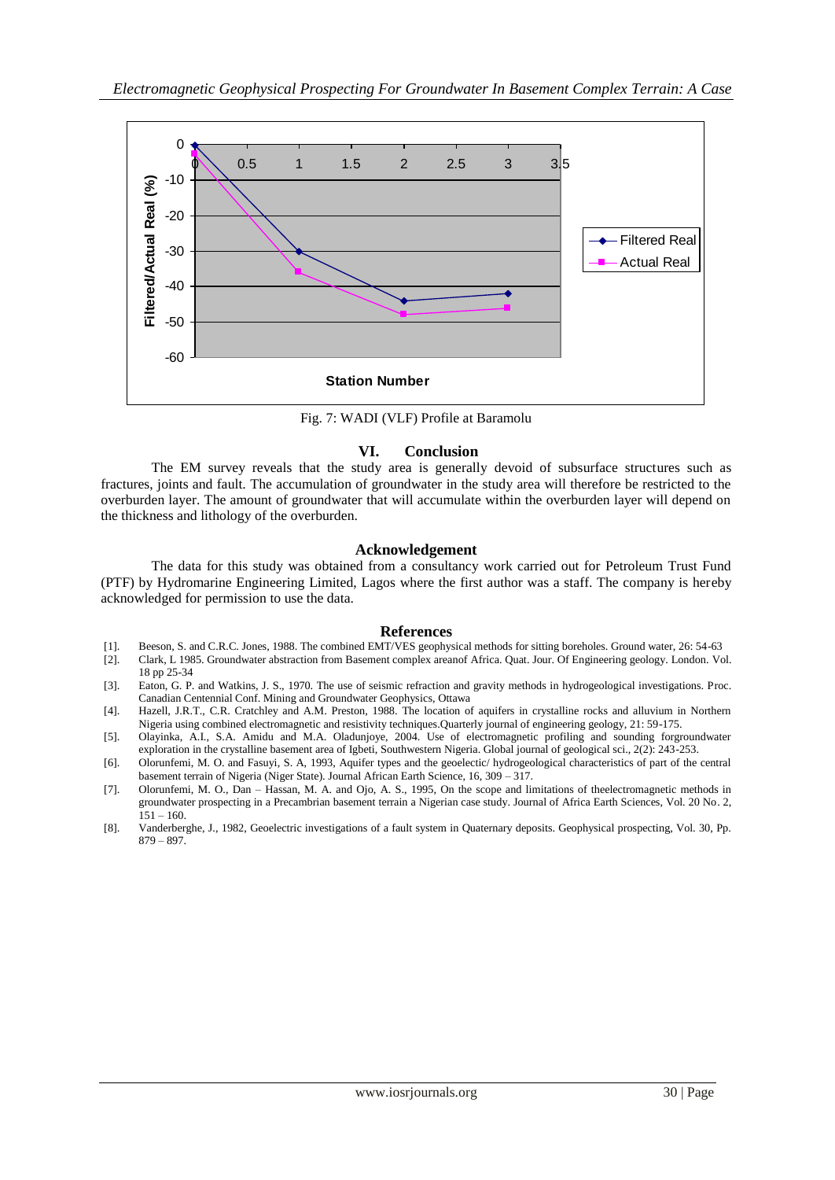0
-10
-20
-30
-40
-50
-60

0 0.5 1 1.5 2 2.5 3 3.5

Filtered/Actual Real (%)

Station Number

Filtered Real
Actual Real

Fig. 7: WADI (VLF) Profile at Baramolu

## VI. Conclusion

The EM survey reveals that the study area is generally devoid of subsurface structures such as fractures, joints and fault. The accumulation of groundwater in the study area will therefore be restricted to the overburden layer. The amount of groundwater that will accumulate within the overburden layer will depend on the thickness and lithology of the overburden.

## Acknowledgement

The data for this study was obtained from a consultancy work carried out for Petroleum Trust Fund (PTF) by Hydromarine Engineering Limited, Lagos where the first author was a staff. The company is hereby acknowledged for permission to use the data.

## References

[1]. Beeson, S. and C.R.C. Jones, 1988. The combined EMT/VES geophysical methods for sitting boreholes. Ground water, 26: 54-63
[2]. Clark, L 1985. Groundwater abstraction from Basement complex areanof Africa. Quat. Jour. Of Engineering geology. London. Vol. 18 pp 25-34
[3]. Eaton, G. P. and Watkins, J. S., 1970. The use of seismic refraction and gravity methods in hydrogeological investigations. Proc. Canadian Centennial Conf. Mining and Groundwater Geophysics, Ottawa
[4]. Hazell, J.R.T., C.R. Cratchley and A.M. Preston, 1988. The location of aquifers in crystalline rocks and alluvium in Northern Nigeria using combined electromagnetic and resistivity techniques.Quarterly journal of engineering geology, 21: 59-175.
[5]. Olayinka, A.I., S.A. Amidu and M.A. Oladunjoye, 2004. Use of electromagnetic profiling and sounding forgroundwater exploration in the crystalline basement area of Igbeti, Southwestern Nigeria. Global journal of geological sci., 2(2): 243-253.
[6]. Olorunfemi, M. O. and Fasuyi, S. A, 1993, Aquifer types and the geoelectic/ hydrogeological characteristics of part of the central basement terrain of Nigeria (Niger State). Journal African Earth Science, 16, 309 – 317.
[7]. Olorunfemi, M. O., Dan – Hassan, M. A. and Ojo, A. S., 1995, On the scope and limitations of theelectromagnetic methods in groundwater prospecting in a Precambrian basement terrain a Nigerian case study. Journal of Africa Earth Sciences, Vol. 20 No. 2, 151 – 160.
[8]. Vanderberghe, J., 1982, Geoelectric investigations of a fault system in Quaternary deposits. Geophysical prospecting, Vol. 30, Pp. 879 – 897.